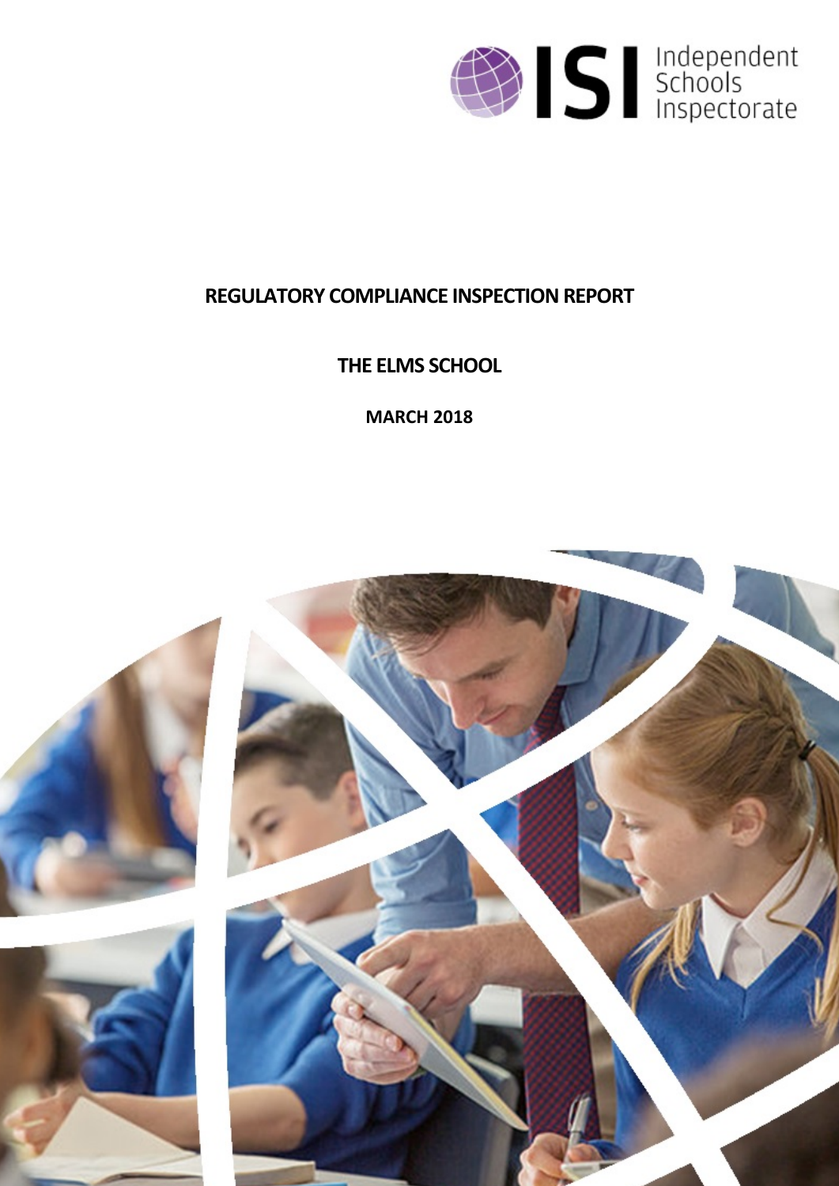Independent Schools Inspectorate

# REGULATORY COMPLIANCE INSPECTION REPORT

## THE ELMS SCHOOL

**MARCH 2018**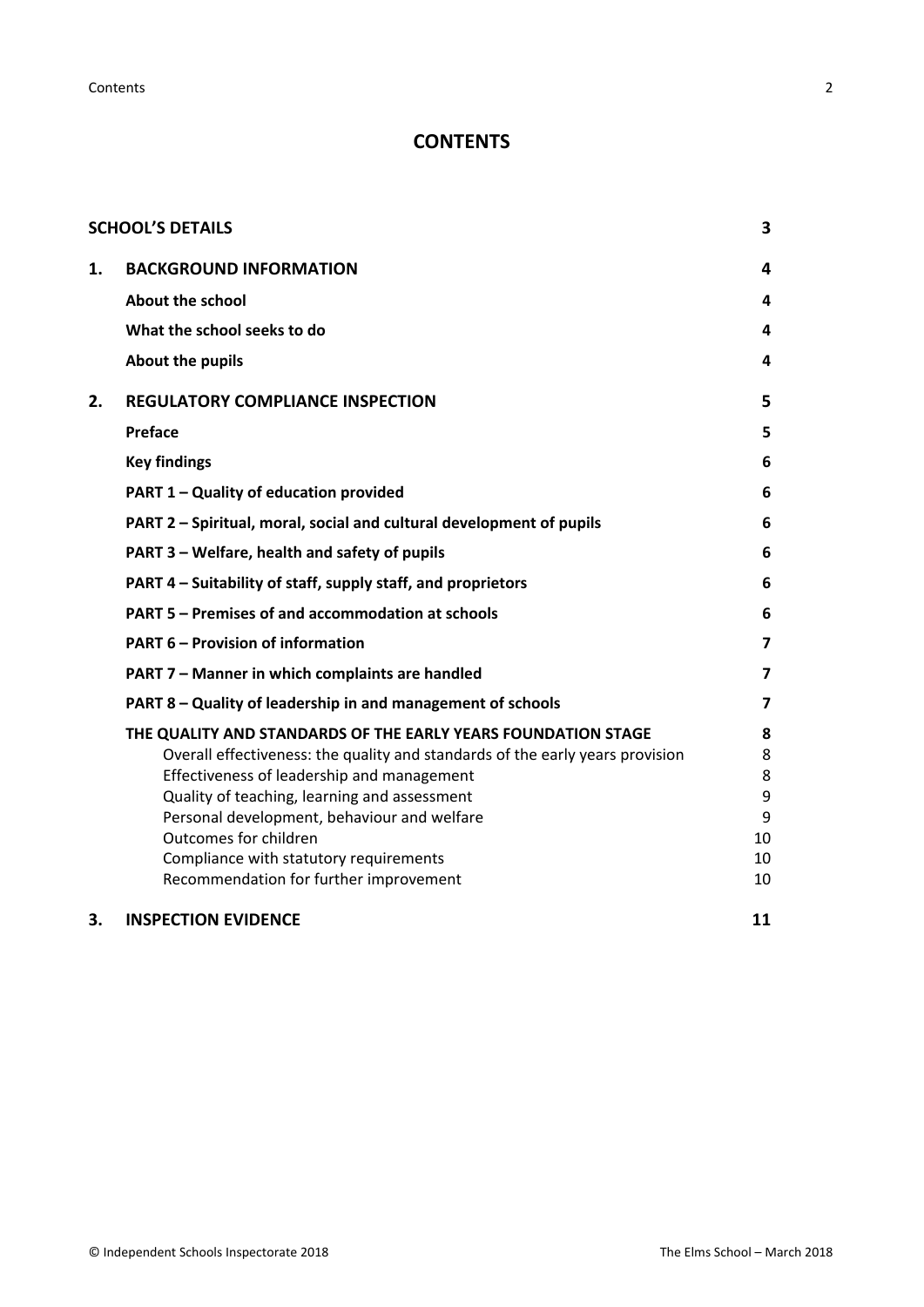# CONTENTS

| | | |
|---|---|---|
| **SCHOOL'S DETAILS** | | **3** |
| **1.** | **BACKGROUND INFORMATION** | **4** |
| | **About the school** | **4** |
| | **What the school seeks to do** | **4** |
| | **About the pupils** | **4** |
| **2.** | **REGULATORY COMPLIANCE INSPECTION** | **5** |
| | **Preface** | **5** |
| | **Key findings** | **6** |
| | **PART 1 – Quality of education provided** | **6** |
| | **PART 2 – Spiritual, moral, social and cultural development of pupils** | **6** |
| | **PART 3 – Welfare, health and safety of pupils** | **6** |
| | **PART 4 – Suitability of staff, supply staff, and proprietors** | **6** |
| | **PART 5 – Premises of and accommodation at schools** | **6** |
| | **PART 6 – Provision of information** | **7** |
| | **PART 7 – Manner in which complaints are handled** | **7** |
| | **PART 8 – Quality of leadership in and management of schools** | **7** |
| | **THE QUALITY AND STANDARDS OF THE EARLY YEARS FOUNDATION STAGE** | **8** |
| | Overall effectiveness: the quality and standards of the early years provision | 8 |
| | Effectiveness of leadership and management | 8 |
| | Quality of teaching, learning and assessment | 9 |
| | Personal development, behaviour and welfare | 9 |
| | Outcomes for children | 10 |
| | Compliance with statutory requirements | 10 |
| | Recommendation for further improvement | 10 |
| **3.** | **INSPECTION EVIDENCE** | **11** |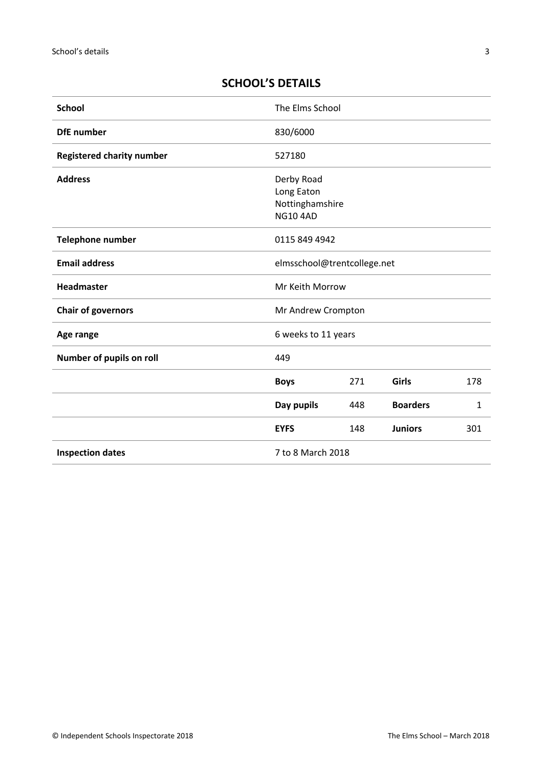## SCHOOL'S DETAILS

| | | | | |
|---|---|---|---|---|
| **School** | The Elms School | | | |
| **DfE number** | 830/6000 | | | |
| **Registered charity number** | 527180 | | | |
| **Address** | Derby Road<br>Long Eaton<br>Nottinghamshire<br>NG10 4AD | | | |
| **Telephone number** | 0115 849 4942 | | | |
| **Email address** | elmsschool@trentcollege.net | | | |
| **Headmaster** | Mr Keith Morrow | | | |
| **Chair of governors** | Mr Andrew Crompton | | | |
| **Age range** | 6 weeks to 11 years | | | |
| **Number of pupils on roll** | 449 | | | |
| | **Boys** | 271 | **Girls** | 178 |
| | **Day pupils** | 448 | **Boarders** | 1 |
| | **EYFS** | 148 | **Juniors** | 301 |
| **Inspection dates** | 7 to 8 March 2018 | | | |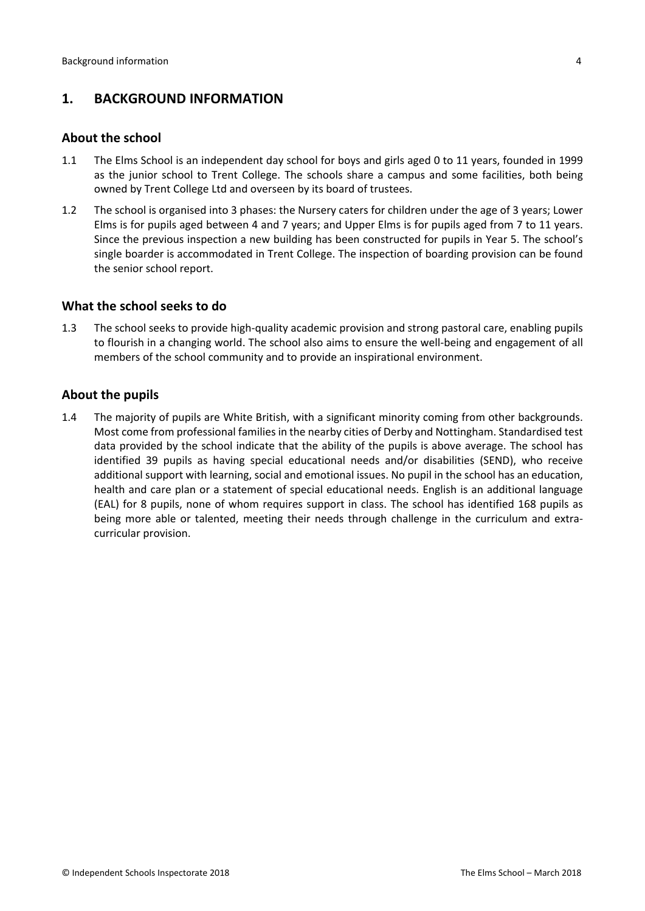## 1. BACKGROUND INFORMATION

### About the school

1.1 The Elms School is an independent day school for boys and girls aged 0 to 11 years, founded in 1999 as the junior school to Trent College. The schools share a campus and some facilities, both being owned by Trent College Ltd and overseen by its board of trustees.

1.2 The school is organised into 3 phases: the Nursery caters for children under the age of 3 years; Lower Elms is for pupils aged between 4 and 7 years; and Upper Elms is for pupils aged from 7 to 11 years. Since the previous inspection a new building has been constructed for pupils in Year 5. The school's single boarder is accommodated in Trent College. The inspection of boarding provision can be found the senior school report.

### What the school seeks to do

1.3 The school seeks to provide high-quality academic provision and strong pastoral care, enabling pupils to flourish in a changing world. The school also aims to ensure the well-being and engagement of all members of the school community and to provide an inspirational environment.

### About the pupils

1.4 The majority of pupils are White British, with a significant minority coming from other backgrounds. Most come from professional families in the nearby cities of Derby and Nottingham. Standardised test data provided by the school indicate that the ability of the pupils is above average. The school has identified 39 pupils as having special educational needs and/or disabilities (SEND), who receive additional support with learning, social and emotional issues. No pupil in the school has an education, health and care plan or a statement of special educational needs. English is an additional language (EAL) for 8 pupils, none of whom requires support in class. The school has identified 168 pupils as being more able or talented, meeting their needs through challenge in the curriculum and extra-curricular provision.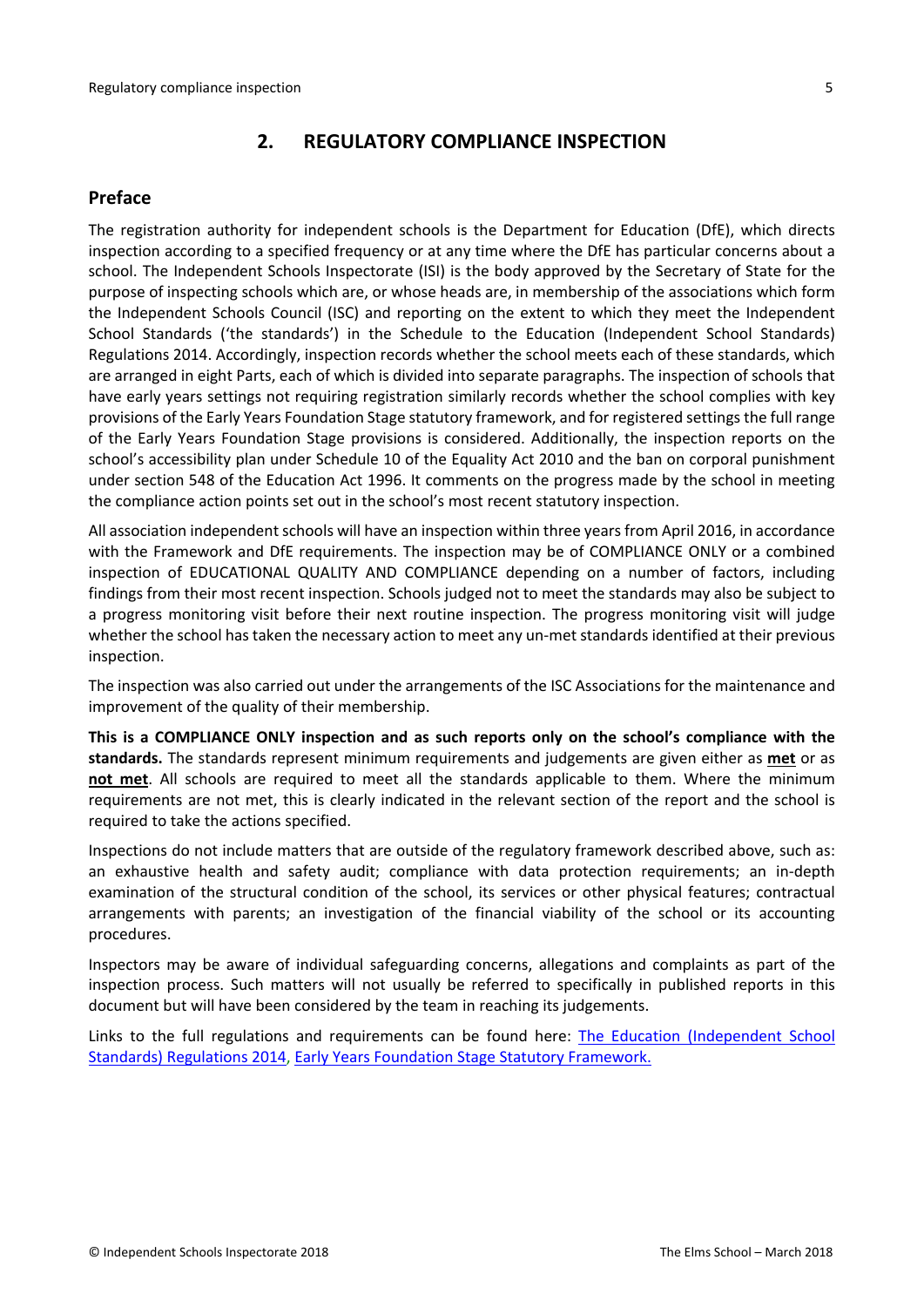## 2. REGULATORY COMPLIANCE INSPECTION

### Preface

The registration authority for independent schools is the Department for Education (DfE), which directs inspection according to a specified frequency or at any time where the DfE has particular concerns about a school. The Independent Schools Inspectorate (ISI) is the body approved by the Secretary of State for the purpose of inspecting schools which are, or whose heads are, in membership of the associations which form the Independent Schools Council (ISC) and reporting on the extent to which they meet the Independent School Standards ('the standards') in the Schedule to the Education (Independent School Standards) Regulations 2014. Accordingly, inspection records whether the school meets each of these standards, which are arranged in eight Parts, each of which is divided into separate paragraphs. The inspection of schools that have early years settings not requiring registration similarly records whether the school complies with key provisions of the Early Years Foundation Stage statutory framework, and for registered settings the full range of the Early Years Foundation Stage provisions is considered. Additionally, the inspection reports on the school's accessibility plan under Schedule 10 of the Equality Act 2010 and the ban on corporal punishment under section 548 of the Education Act 1996. It comments on the progress made by the school in meeting the compliance action points set out in the school's most recent statutory inspection.

All association independent schools will have an inspection within three years from April 2016, in accordance with the Framework and DfE requirements. The inspection may be of COMPLIANCE ONLY or a combined inspection of EDUCATIONAL QUALITY AND COMPLIANCE depending on a number of factors, including findings from their most recent inspection. Schools judged not to meet the standards may also be subject to a progress monitoring visit before their next routine inspection. The progress monitoring visit will judge whether the school has taken the necessary action to meet any un-met standards identified at their previous inspection.

The inspection was also carried out under the arrangements of the ISC Associations for the maintenance and improvement of the quality of their membership.

**This is a COMPLIANCE ONLY inspection and as such reports only on the school's compliance with the standards.** The standards represent minimum requirements and judgements are given either as **met** or as **not met**. All schools are required to meet all the standards applicable to them. Where the minimum requirements are not met, this is clearly indicated in the relevant section of the report and the school is required to take the actions specified.

Inspections do not include matters that are outside of the regulatory framework described above, such as: an exhaustive health and safety audit; compliance with data protection requirements; an in-depth examination of the structural condition of the school, its services or other physical features; contractual arrangements with parents; an investigation of the financial viability of the school or its accounting procedures.

Inspectors may be aware of individual safeguarding concerns, allegations and complaints as part of the inspection process. Such matters will not usually be referred to specifically in published reports in this document but will have been considered by the team in reaching its judgements.

Links to the full regulations and requirements can be found here: The Education (Independent School Standards) Regulations 2014, Early Years Foundation Stage Statutory Framework.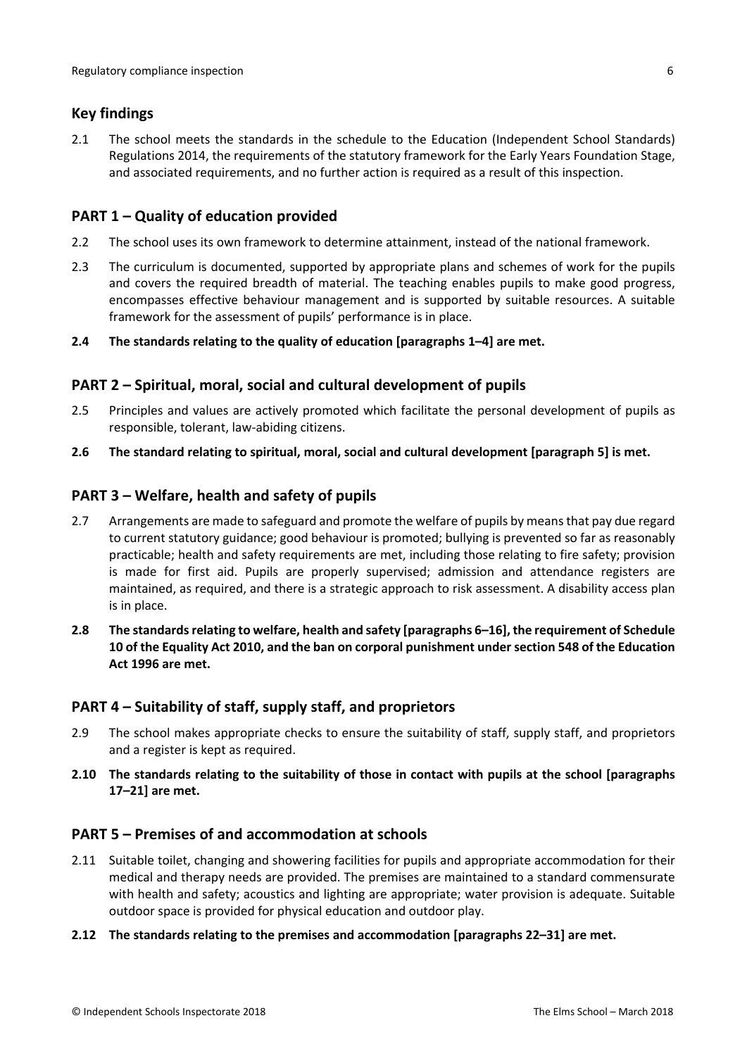## Key findings

2.1 The school meets the standards in the schedule to the Education (Independent School Standards) Regulations 2014, the requirements of the statutory framework for the Early Years Foundation Stage, and associated requirements, and no further action is required as a result of this inspection.

## PART 1 – Quality of education provided

2.2 The school uses its own framework to determine attainment, instead of the national framework.

2.3 The curriculum is documented, supported by appropriate plans and schemes of work for the pupils and covers the required breadth of material. The teaching enables pupils to make good progress, encompasses effective behaviour management and is supported by suitable resources. A suitable framework for the assessment of pupils' performance is in place.

**2.4 The standards relating to the quality of education [paragraphs 1–4] are met.**

## PART 2 – Spiritual, moral, social and cultural development of pupils

2.5 Principles and values are actively promoted which facilitate the personal development of pupils as responsible, tolerant, law-abiding citizens.

**2.6 The standard relating to spiritual, moral, social and cultural development [paragraph 5] is met.**

## PART 3 – Welfare, health and safety of pupils

2.7 Arrangements are made to safeguard and promote the welfare of pupils by means that pay due regard to current statutory guidance; good behaviour is promoted; bullying is prevented so far as reasonably practicable; health and safety requirements are met, including those relating to fire safety; provision is made for first aid. Pupils are properly supervised; admission and attendance registers are maintained, as required, and there is a strategic approach to risk assessment. A disability access plan is in place.

**2.8 The standards relating to welfare, health and safety [paragraphs 6–16], the requirement of Schedule 10 of the Equality Act 2010, and the ban on corporal punishment under section 548 of the Education Act 1996 are met.**

## PART 4 – Suitability of staff, supply staff, and proprietors

2.9 The school makes appropriate checks to ensure the suitability of staff, supply staff, and proprietors and a register is kept as required.

**2.10 The standards relating to the suitability of those in contact with pupils at the school [paragraphs 17–21] are met.**

## PART 5 – Premises of and accommodation at schools

2.11 Suitable toilet, changing and showering facilities for pupils and appropriate accommodation for their medical and therapy needs are provided. The premises are maintained to a standard commensurate with health and safety; acoustics and lighting are appropriate; water provision is adequate. Suitable outdoor space is provided for physical education and outdoor play.

**2.12 The standards relating to the premises and accommodation [paragraphs 22–31] are met.**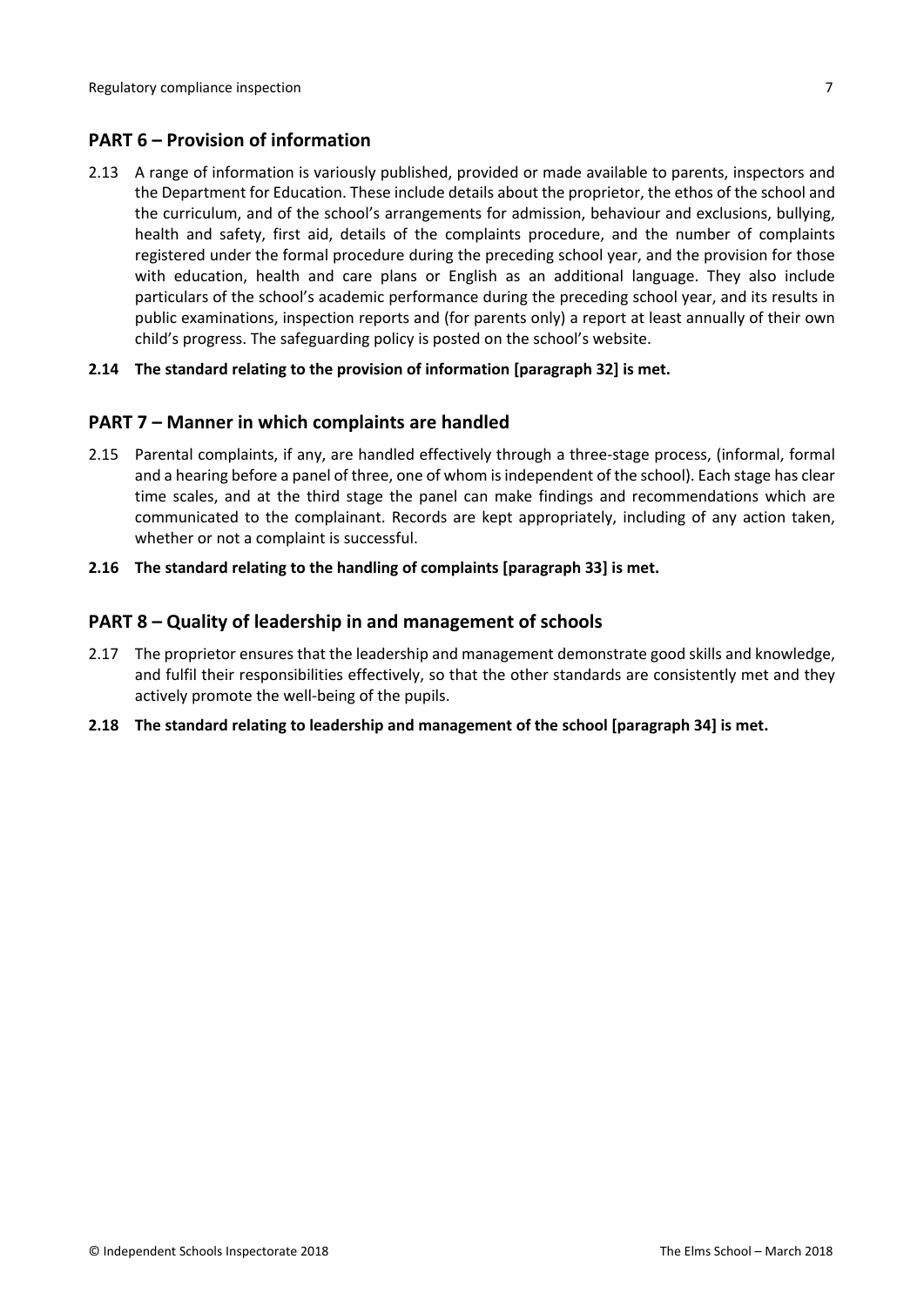## PART 6 – Provision of information

2.13 A range of information is variously published, provided or made available to parents, inspectors and the Department for Education. These include details about the proprietor, the ethos of the school and the curriculum, and of the school's arrangements for admission, behaviour and exclusions, bullying, health and safety, first aid, details of the complaints procedure, and the number of complaints registered under the formal procedure during the preceding school year, and the provision for those with education, health and care plans or English as an additional language. They also include particulars of the school's academic performance during the preceding school year, and its results in public examinations, inspection reports and (for parents only) a report at least annually of their own child's progress. The safeguarding policy is posted on the school's website.

**2.14 The standard relating to the provision of information [paragraph 32] is met.**

## PART 7 – Manner in which complaints are handled

2.15 Parental complaints, if any, are handled effectively through a three-stage process, (informal, formal and a hearing before a panel of three, one of whom is independent of the school). Each stage has clear time scales, and at the third stage the panel can make findings and recommendations which are communicated to the complainant. Records are kept appropriately, including of any action taken, whether or not a complaint is successful.

**2.16 The standard relating to the handling of complaints [paragraph 33] is met.**

## PART 8 – Quality of leadership in and management of schools

2.17 The proprietor ensures that the leadership and management demonstrate good skills and knowledge, and fulfil their responsibilities effectively, so that the other standards are consistently met and they actively promote the well-being of the pupils.

**2.18 The standard relating to leadership and management of the school [paragraph 34] is met.**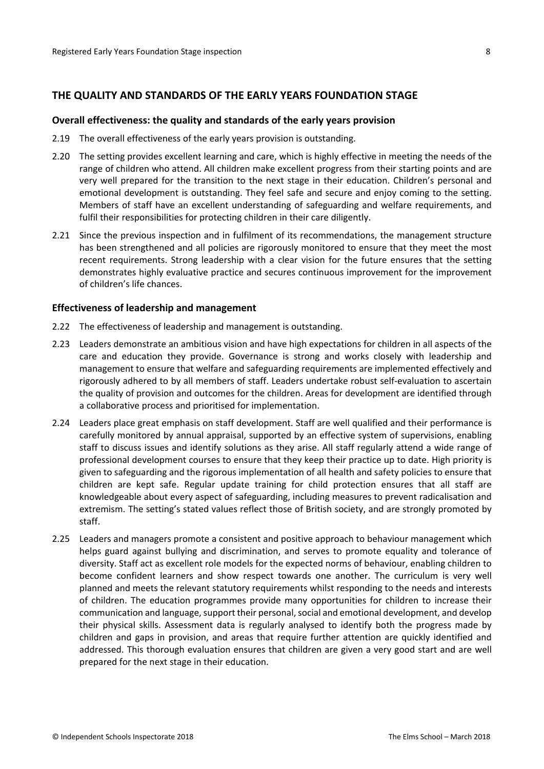## THE QUALITY AND STANDARDS OF THE EARLY YEARS FOUNDATION STAGE

### Overall effectiveness: the quality and standards of the early years provision

2.19 The overall effectiveness of the early years provision is outstanding.

2.20 The setting provides excellent learning and care, which is highly effective in meeting the needs of the range of children who attend. All children make excellent progress from their starting points and are very well prepared for the transition to the next stage in their education. Children's personal and emotional development is outstanding. They feel safe and secure and enjoy coming to the setting. Members of staff have an excellent understanding of safeguarding and welfare requirements, and fulfil their responsibilities for protecting children in their care diligently.

2.21 Since the previous inspection and in fulfilment of its recommendations, the management structure has been strengthened and all policies are rigorously monitored to ensure that they meet the most recent requirements. Strong leadership with a clear vision for the future ensures that the setting demonstrates highly evaluative practice and secures continuous improvement for the improvement of children's life chances.

### Effectiveness of leadership and management

2.22 The effectiveness of leadership and management is outstanding.

2.23 Leaders demonstrate an ambitious vision and have high expectations for children in all aspects of the care and education they provide. Governance is strong and works closely with leadership and management to ensure that welfare and safeguarding requirements are implemented effectively and rigorously adhered to by all members of staff. Leaders undertake robust self-evaluation to ascertain the quality of provision and outcomes for the children. Areas for development are identified through a collaborative process and prioritised for implementation.

2.24 Leaders place great emphasis on staff development. Staff are well qualified and their performance is carefully monitored by annual appraisal, supported by an effective system of supervisions, enabling staff to discuss issues and identify solutions as they arise. All staff regularly attend a wide range of professional development courses to ensure that they keep their practice up to date. High priority is given to safeguarding and the rigorous implementation of all health and safety policies to ensure that children are kept safe. Regular update training for child protection ensures that all staff are knowledgeable about every aspect of safeguarding, including measures to prevent radicalisation and extremism. The setting's stated values reflect those of British society, and are strongly promoted by staff.

2.25 Leaders and managers promote a consistent and positive approach to behaviour management which helps guard against bullying and discrimination, and serves to promote equality and tolerance of diversity. Staff act as excellent role models for the expected norms of behaviour, enabling children to become confident learners and show respect towards one another. The curriculum is very well planned and meets the relevant statutory requirements whilst responding to the needs and interests of children. The education programmes provide many opportunities for children to increase their communication and language, support their personal, social and emotional development, and develop their physical skills. Assessment data is regularly analysed to identify both the progress made by children and gaps in provision, and areas that require further attention are quickly identified and addressed. This thorough evaluation ensures that children are given a very good start and are well prepared for the next stage in their education.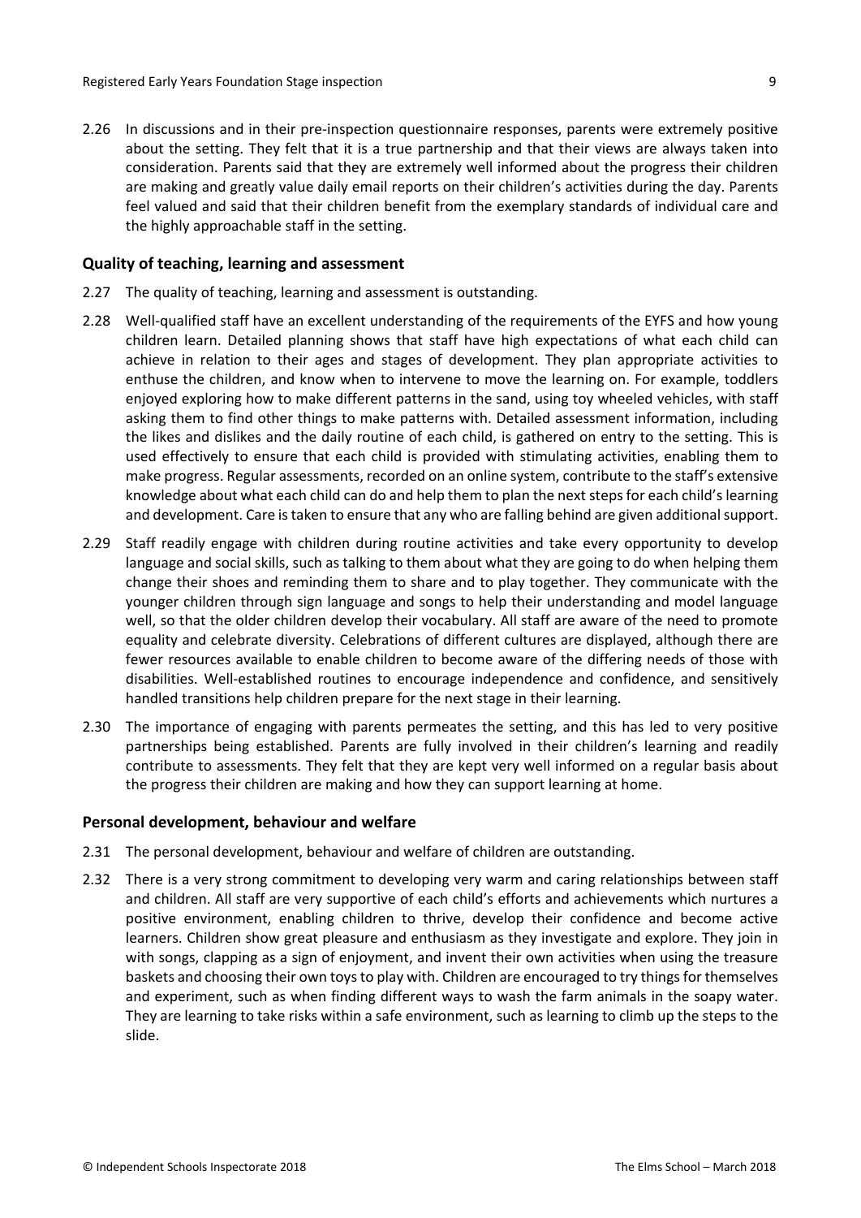2.26 In discussions and in their pre-inspection questionnaire responses, parents were extremely positive about the setting. They felt that it is a true partnership and that their views are always taken into consideration. Parents said that they are extremely well informed about the progress their children are making and greatly value daily email reports on their children's activities during the day. Parents feel valued and said that their children benefit from the exemplary standards of individual care and the highly approachable staff in the setting.

### Quality of teaching, learning and assessment

2.27 The quality of teaching, learning and assessment is outstanding.

2.28 Well-qualified staff have an excellent understanding of the requirements of the EYFS and how young children learn. Detailed planning shows that staff have high expectations of what each child can achieve in relation to their ages and stages of development. They plan appropriate activities to enthuse the children, and know when to intervene to move the learning on. For example, toddlers enjoyed exploring how to make different patterns in the sand, using toy wheeled vehicles, with staff asking them to find other things to make patterns with. Detailed assessment information, including the likes and dislikes and the daily routine of each child, is gathered on entry to the setting. This is used effectively to ensure that each child is provided with stimulating activities, enabling them to make progress. Regular assessments, recorded on an online system, contribute to the staff's extensive knowledge about what each child can do and help them to plan the next steps for each child's learning and development. Care is taken to ensure that any who are falling behind are given additional support.

2.29 Staff readily engage with children during routine activities and take every opportunity to develop language and social skills, such as talking to them about what they are going to do when helping them change their shoes and reminding them to share and to play together. They communicate with the younger children through sign language and songs to help their understanding and model language well, so that the older children develop their vocabulary. All staff are aware of the need to promote equality and celebrate diversity. Celebrations of different cultures are displayed, although there are fewer resources available to enable children to become aware of the differing needs of those with disabilities. Well-established routines to encourage independence and confidence, and sensitively handled transitions help children prepare for the next stage in their learning.

2.30 The importance of engaging with parents permeates the setting, and this has led to very positive partnerships being established. Parents are fully involved in their children's learning and readily contribute to assessments. They felt that they are kept very well informed on a regular basis about the progress their children are making and how they can support learning at home.

### Personal development, behaviour and welfare

2.31 The personal development, behaviour and welfare of children are outstanding.

2.32 There is a very strong commitment to developing very warm and caring relationships between staff and children. All staff are very supportive of each child's efforts and achievements which nurtures a positive environment, enabling children to thrive, develop their confidence and become active learners. Children show great pleasure and enthusiasm as they investigate and explore. They join in with songs, clapping as a sign of enjoyment, and invent their own activities when using the treasure baskets and choosing their own toys to play with. Children are encouraged to try things for themselves and experiment, such as when finding different ways to wash the farm animals in the soapy water. They are learning to take risks within a safe environment, such as learning to climb up the steps to the slide.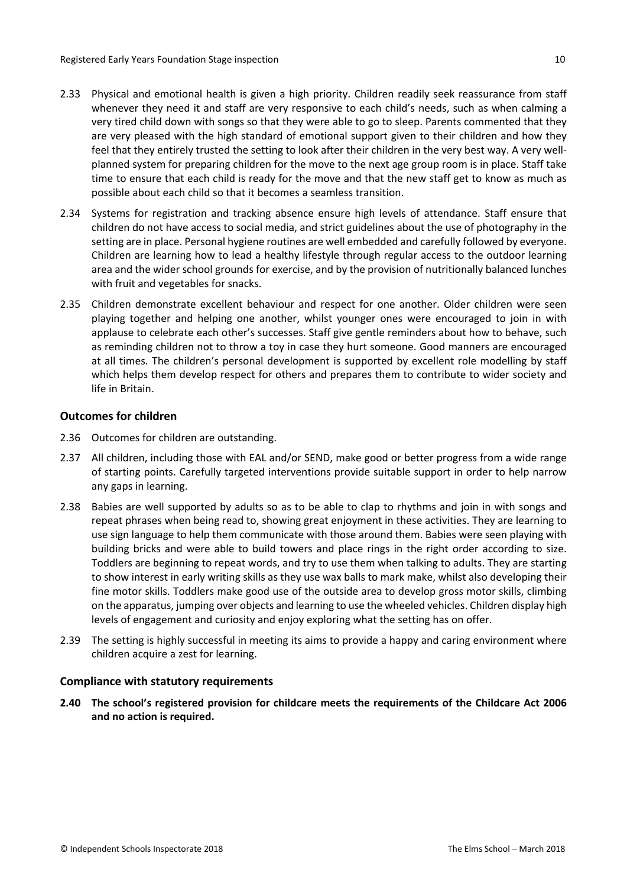2.33 Physical and emotional health is given a high priority. Children readily seek reassurance from staff whenever they need it and staff are very responsive to each child's needs, such as when calming a very tired child down with songs so that they were able to go to sleep. Parents commented that they are very pleased with the high standard of emotional support given to their children and how they feel that they entirely trusted the setting to look after their children in the very best way. A very well-planned system for preparing children for the move to the next age group room is in place. Staff take time to ensure that each child is ready for the move and that the new staff get to know as much as possible about each child so that it becomes a seamless transition.

2.34 Systems for registration and tracking absence ensure high levels of attendance. Staff ensure that children do not have access to social media, and strict guidelines about the use of photography in the setting are in place. Personal hygiene routines are well embedded and carefully followed by everyone. Children are learning how to lead a healthy lifestyle through regular access to the outdoor learning area and the wider school grounds for exercise, and by the provision of nutritionally balanced lunches with fruit and vegetables for snacks.

2.35 Children demonstrate excellent behaviour and respect for one another. Older children were seen playing together and helping one another, whilst younger ones were encouraged to join in with applause to celebrate each other's successes. Staff give gentle reminders about how to behave, such as reminding children not to throw a toy in case they hurt someone. Good manners are encouraged at all times. The children's personal development is supported by excellent role modelling by staff which helps them develop respect for others and prepares them to contribute to wider society and life in Britain.

### Outcomes for children

2.36 Outcomes for children are outstanding.

2.37 All children, including those with EAL and/or SEND, make good or better progress from a wide range of starting points. Carefully targeted interventions provide suitable support in order to help narrow any gaps in learning.

2.38 Babies are well supported by adults so as to be able to clap to rhythms and join in with songs and repeat phrases when being read to, showing great enjoyment in these activities. They are learning to use sign language to help them communicate with those around them. Babies were seen playing with building bricks and were able to build towers and place rings in the right order according to size. Toddlers are beginning to repeat words, and try to use them when talking to adults. They are starting to show interest in early writing skills as they use wax balls to mark make, whilst also developing their fine motor skills. Toddlers make good use of the outside area to develop gross motor skills, climbing on the apparatus, jumping over objects and learning to use the wheeled vehicles. Children display high levels of engagement and curiosity and enjoy exploring what the setting has on offer.

2.39 The setting is highly successful in meeting its aims to provide a happy and caring environment where children acquire a zest for learning.

### Compliance with statutory requirements

**2.40 The school's registered provision for childcare meets the requirements of the Childcare Act 2006 and no action is required.**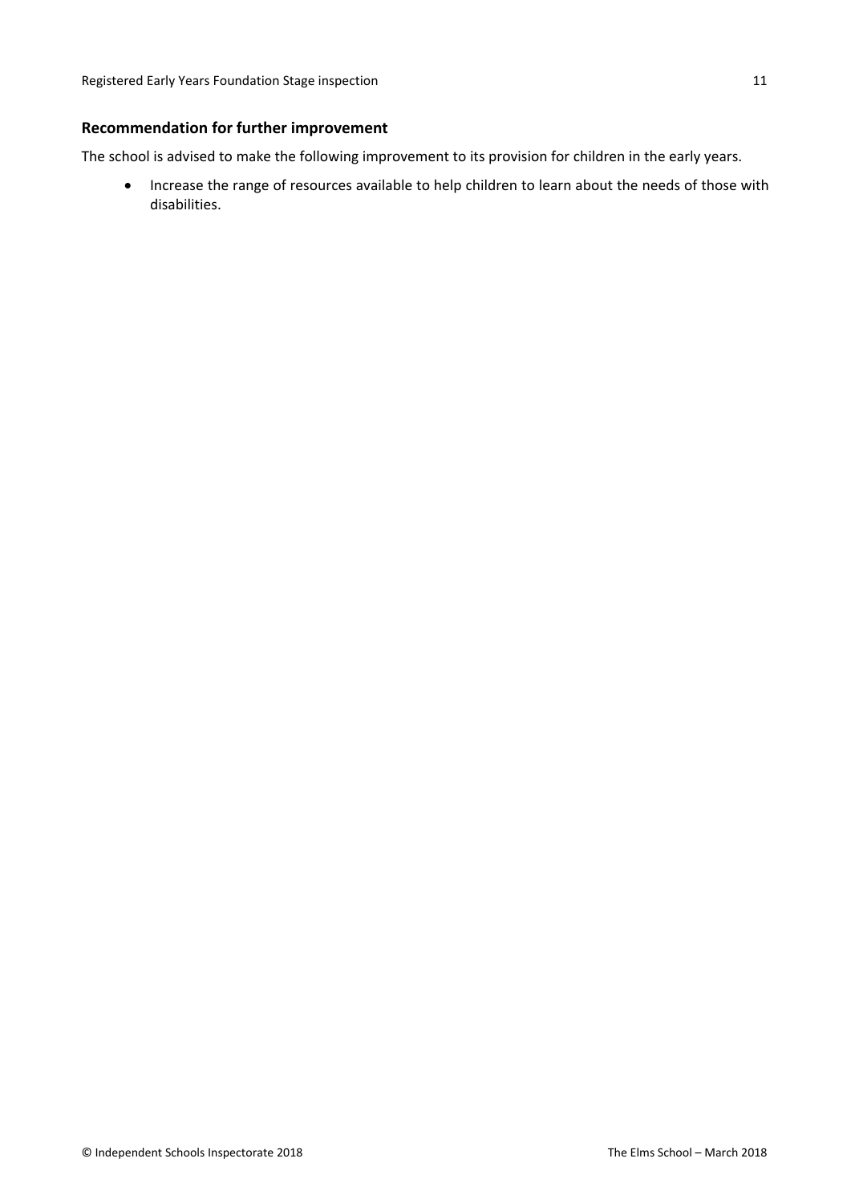### Recommendation for further improvement

The school is advised to make the following improvement to its provision for children in the early years.

- Increase the range of resources available to help children to learn about the needs of those with disabilities.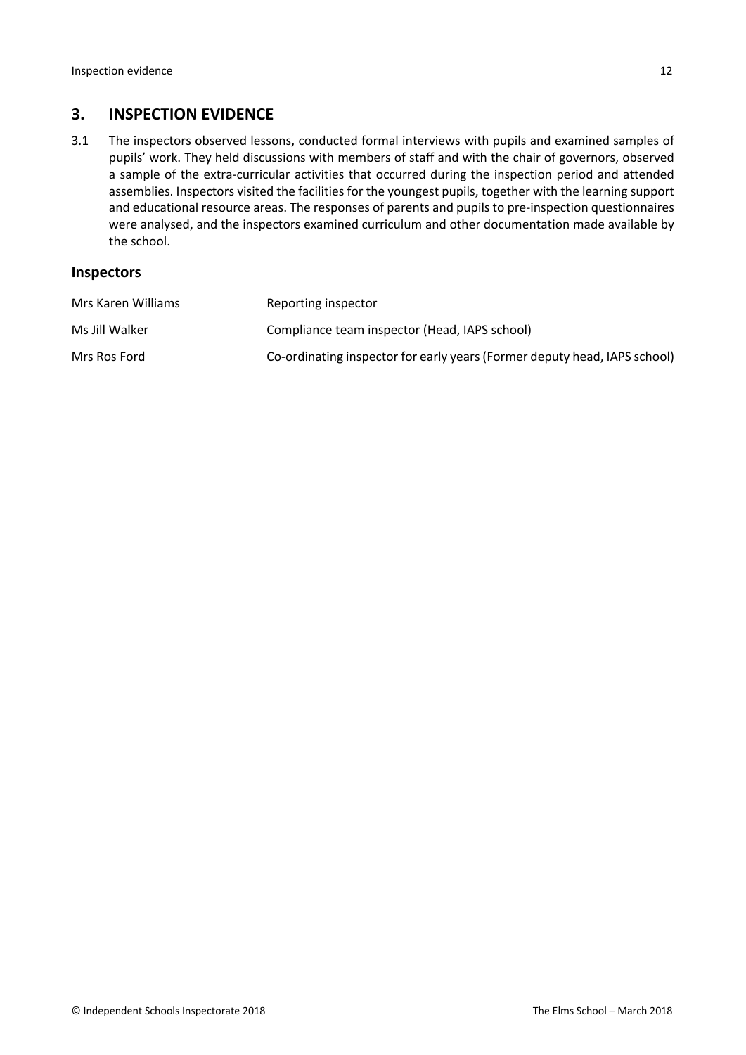## 3. INSPECTION EVIDENCE

3.1 The inspectors observed lessons, conducted formal interviews with pupils and examined samples of pupils' work. They held discussions with members of staff and with the chair of governors, observed a sample of the extra-curricular activities that occurred during the inspection period and attended assemblies. Inspectors visited the facilities for the youngest pupils, together with the learning support and educational resource areas. The responses of parents and pupils to pre-inspection questionnaires were analysed, and the inspectors examined curriculum and other documentation made available by the school.

### Inspectors

| | |
|---|---|
| Mrs Karen Williams | Reporting inspector |
| Ms Jill Walker | Compliance team inspector (Head, IAPS school) |
| Mrs Ros Ford | Co-ordinating inspector for early years (Former deputy head, IAPS school) |